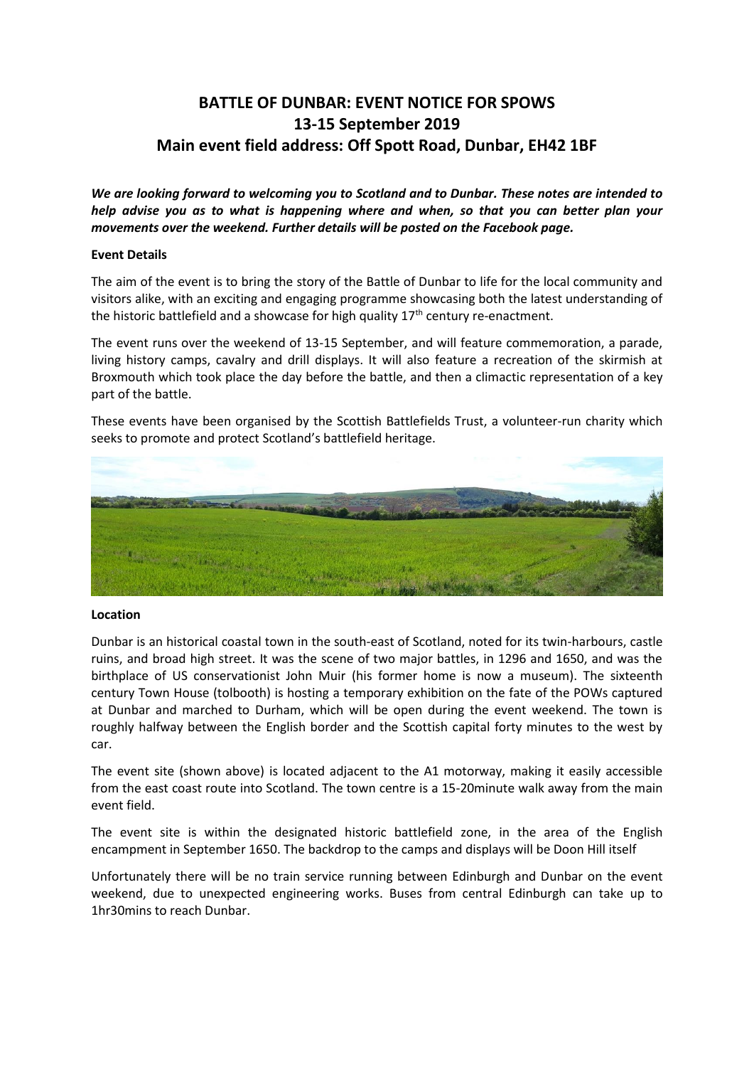# BATTLE OF DUNBAR: EVENT NOTICE FOR SPOWS
# 13-15 September 2019
# Main event field address: Off Spott Road, Dunbar, EH42 1BF

***We are looking forward to welcoming you to Scotland and to Dunbar. These notes are intended to help advise you as to what is happening where and when, so that you can better plan your movements over the weekend. Further details will be posted on the Facebook page.***

**Event Details**

The aim of the event is to bring the story of the Battle of Dunbar to life for the local community and visitors alike, with an exciting and engaging programme showcasing both the latest understanding of the historic battlefield and a showcase for high quality 17th century re-enactment.

The event runs over the weekend of 13-15 September, and will feature commemoration, a parade, living history camps, cavalry and drill displays. It will also feature a recreation of the skirmish at Broxmouth which took place the day before the battle, and then a climactic representation of a key part of the battle.

These events have been organised by the Scottish Battlefields Trust, a volunteer-run charity which seeks to promote and protect Scotland's battlefield heritage.

**Location**

Dunbar is an historical coastal town in the south-east of Scotland, noted for its twin-harbours, castle ruins, and broad high street. It was the scene of two major battles, in 1296 and 1650, and was the birthplace of US conservationist John Muir (his former home is now a museum). The sixteenth century Town House (tolbooth) is hosting a temporary exhibition on the fate of the POWs captured at Dunbar and marched to Durham, which will be open during the event weekend. The town is roughly halfway between the English border and the Scottish capital forty minutes to the west by car.

The event site (shown above) is located adjacent to the A1 motorway, making it easily accessible from the east coast route into Scotland. The town centre is a 15-20minute walk away from the main event field.

The event site is within the designated historic battlefield zone, in the area of the English encampment in September 1650. The backdrop to the camps and displays will be Doon Hill itself

Unfortunately there will be no train service running between Edinburgh and Dunbar on the event weekend, due to unexpected engineering works. Buses from central Edinburgh can take up to 1hr30mins to reach Dunbar.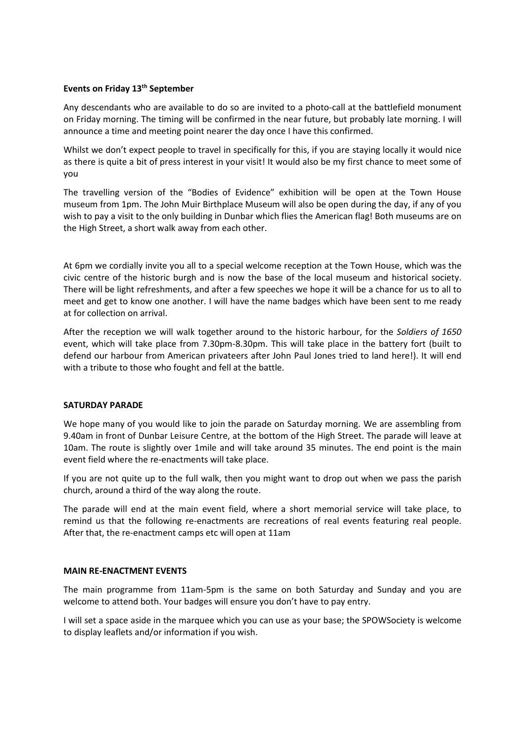**Events on Friday 13th September**

Any descendants who are available to do so are invited to a photo-call at the battlefield monument on Friday morning. The timing will be confirmed in the near future, but probably late morning. I will announce a time and meeting point nearer the day once I have this confirmed.

Whilst we don't expect people to travel in specifically for this, if you are staying locally it would nice as there is quite a bit of press interest in your visit! It would also be my first chance to meet some of you

The travelling version of the "Bodies of Evidence" exhibition will be open at the Town House museum from 1pm. The John Muir Birthplace Museum will also be open during the day, if any of you wish to pay a visit to the only building in Dunbar which flies the American flag! Both museums are on the High Street, a short walk away from each other.

At 6pm we cordially invite you all to a special welcome reception at the Town House, which was the civic centre of the historic burgh and is now the base of the local museum and historical society. There will be light refreshments, and after a few speeches we hope it will be a chance for us to all to meet and get to know one another. I will have the name badges which have been sent to me ready at for collection on arrival.

After the reception we will walk together around to the historic harbour, for the *Soldiers of 1650* event, which will take place from 7.30pm-8.30pm. This will take place in the battery fort (built to defend our harbour from American privateers after John Paul Jones tried to land here!). It will end with a tribute to those who fought and fell at the battle.

**SATURDAY PARADE**

We hope many of you would like to join the parade on Saturday morning. We are assembling from 9.40am in front of Dunbar Leisure Centre, at the bottom of the High Street. The parade will leave at 10am. The route is slightly over 1mile and will take around 35 minutes. The end point is the main event field where the re-enactments will take place.

If you are not quite up to the full walk, then you might want to drop out when we pass the parish church, around a third of the way along the route.

The parade will end at the main event field, where a short memorial service will take place, to remind us that the following re-enactments are recreations of real events featuring real people. After that, the re-enactment camps etc will open at 11am

**MAIN RE-ENACTMENT EVENTS**

The main programme from 11am-5pm is the same on both Saturday and Sunday and you are welcome to attend both. Your badges will ensure you don't have to pay entry.

I will set a space aside in the marquee which you can use as your base; the SPOWSociety is welcome to display leaflets and/or information if you wish.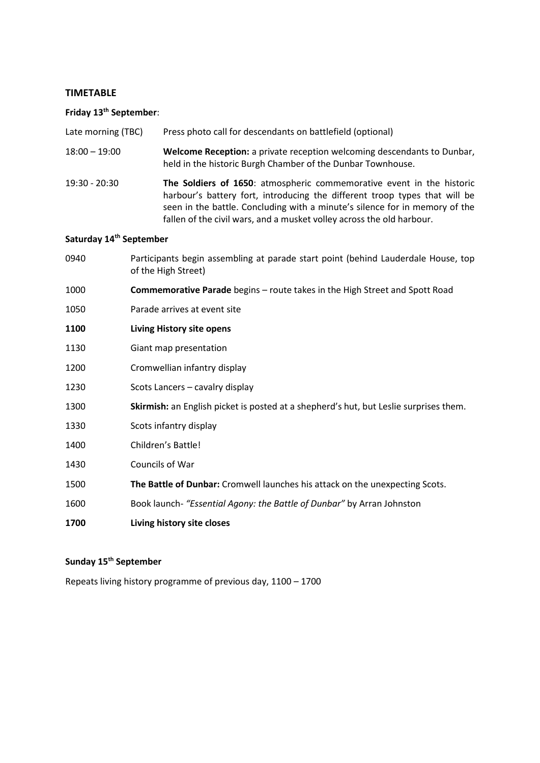## TIMETABLE

### Friday 13th September:

| | |
|---|---|
| Late morning (TBC) | Press photo call for descendants on battlefield (optional) |
| 18:00 – 19:00 | **Welcome Reception:** a private reception welcoming descendants to Dunbar, held in the historic Burgh Chamber of the Dunbar Townhouse. |
| 19:30 - 20:30 | **The Soldiers of 1650**: atmospheric commemorative event in the historic harbour's battery fort, introducing the different troop types that will be seen in the battle. Concluding with a minute's silence for in memory of the fallen of the civil wars, and a musket volley across the old harbour. |

### Saturday 14th September

| | |
|---|---|
| 0940 | Participants begin assembling at parade start point (behind Lauderdale House, top of the High Street) |
| 1000 | **Commemorative Parade** begins – route takes in the High Street and Spott Road |
| 1050 | Parade arrives at event site |
| **1100** | **Living History site opens** |
| 1130 | Giant map presentation |
| 1200 | Cromwellian infantry display |
| 1230 | Scots Lancers – cavalry display |
| 1300 | **Skirmish:** an English picket is posted at a shepherd's hut, but Leslie surprises them. |
| 1330 | Scots infantry display |
| 1400 | Children's Battle! |
| 1430 | Councils of War |
| 1500 | **The Battle of Dunbar:** Cromwell launches his attack on the unexpecting Scots. |
| 1600 | Book launch- *"Essential Agony: the Battle of Dunbar"* by Arran Johnston |
| **1700** | **Living history site closes** |

### Sunday 15th September

Repeats living history programme of previous day, 1100 – 1700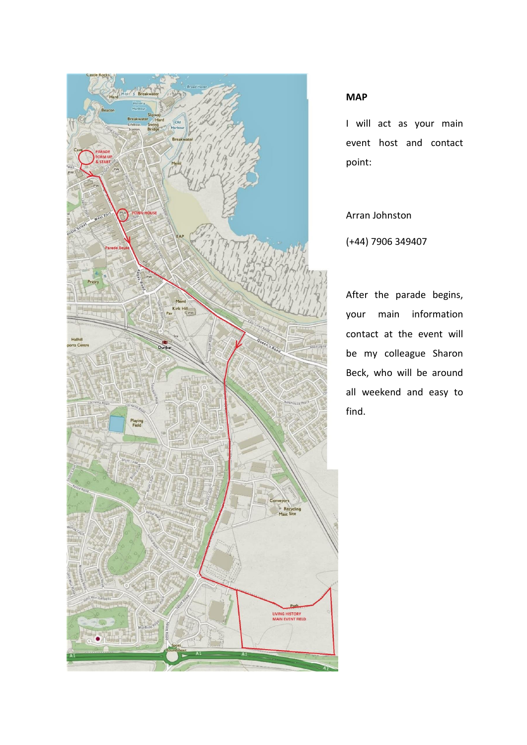PARADE FORM UP & START

TOWN HOUSE

Parade Route

LIVING HISTORY MAIN EVENT FIELD

## MAP

I will act as your main event host and contact point:

Arran Johnston

(+44) 7906 349407

After the parade begins, your main information contact at the event will be my colleague Sharon Beck, who will be around all weekend and easy to find.